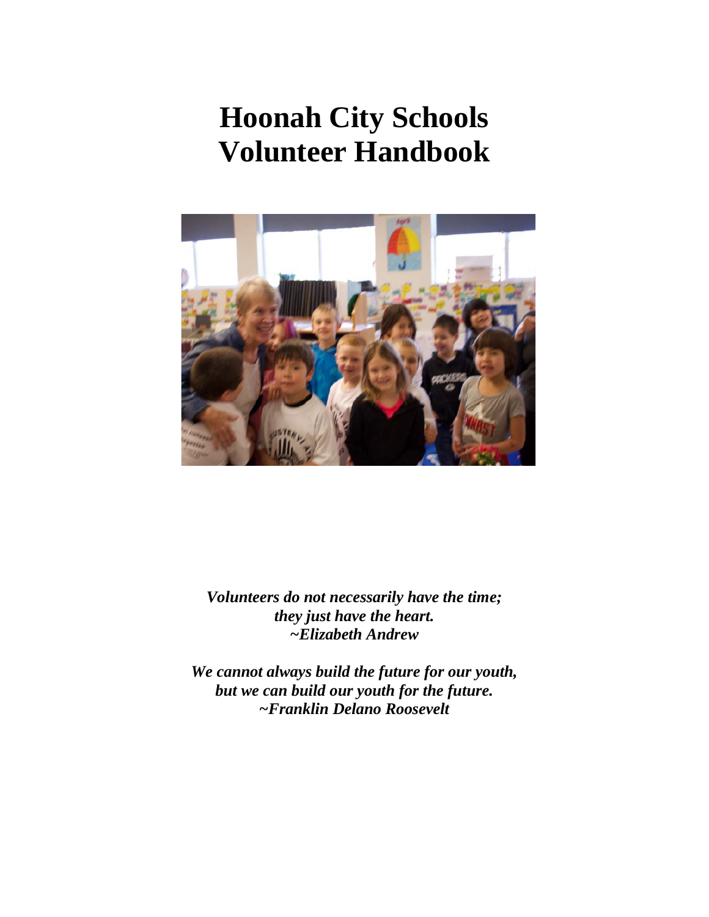# Hoonah City Schools
# Volunteer Handbook

***Volunteers do not necessarily have the time;***
***they just have the heart.***
***~Elizabeth Andrew***

***We cannot always build the future for our youth,***
***but we can build our youth for the future.***
***~Franklin Delano Roosevelt***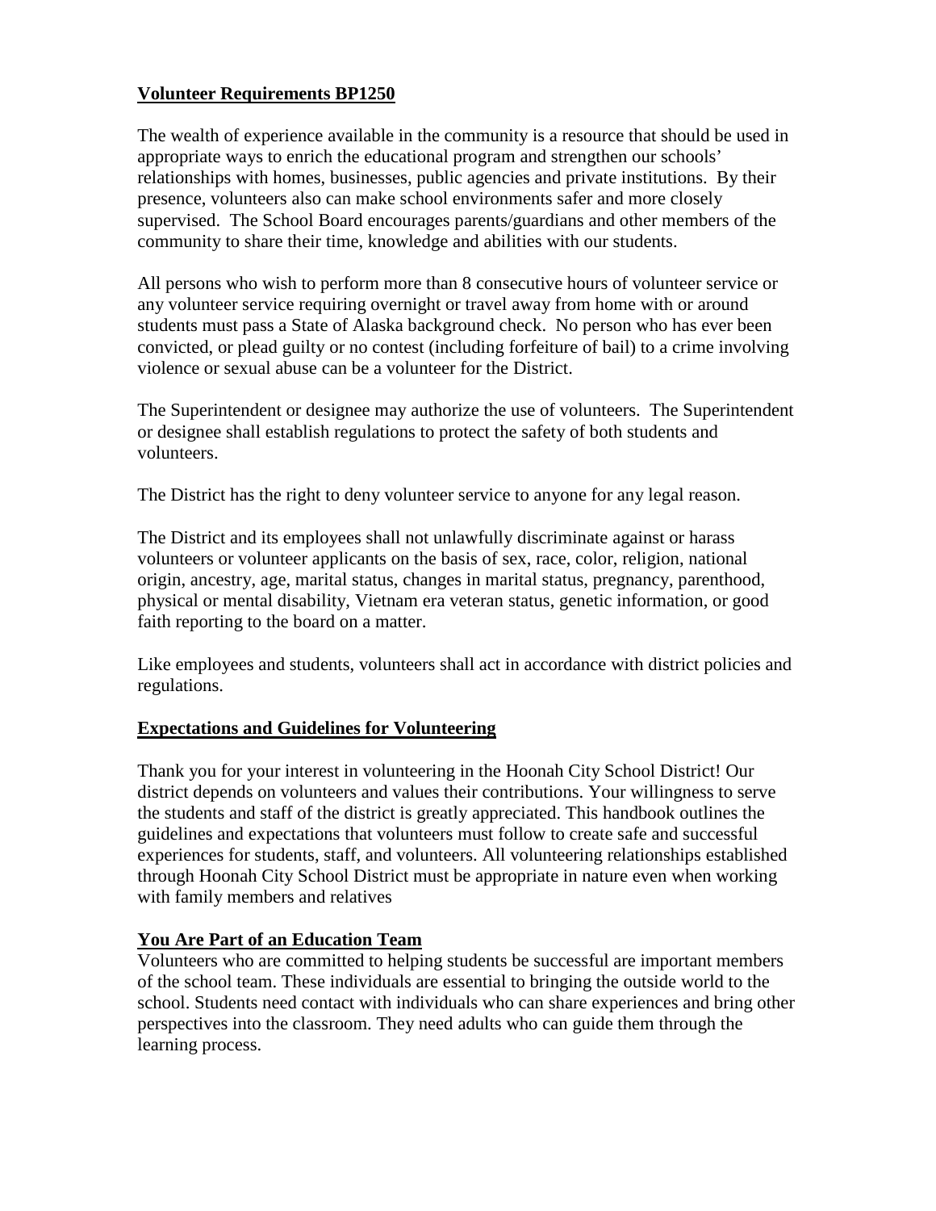## Volunteer Requirements BP1250

The wealth of experience available in the community is a resource that should be used in appropriate ways to enrich the educational program and strengthen our schools' relationships with homes, businesses, public agencies and private institutions. By their presence, volunteers also can make school environments safer and more closely supervised. The School Board encourages parents/guardians and other members of the community to share their time, knowledge and abilities with our students.

All persons who wish to perform more than 8 consecutive hours of volunteer service or any volunteer service requiring overnight or travel away from home with or around students must pass a State of Alaska background check. No person who has ever been convicted, or plead guilty or no contest (including forfeiture of bail) to a crime involving violence or sexual abuse can be a volunteer for the District.

The Superintendent or designee may authorize the use of volunteers. The Superintendent or designee shall establish regulations to protect the safety of both students and volunteers.

The District has the right to deny volunteer service to anyone for any legal reason.

The District and its employees shall not unlawfully discriminate against or harass volunteers or volunteer applicants on the basis of sex, race, color, religion, national origin, ancestry, age, marital status, changes in marital status, pregnancy, parenthood, physical or mental disability, Vietnam era veteran status, genetic information, or good faith reporting to the board on a matter.

Like employees and students, volunteers shall act in accordance with district policies and regulations.

## Expectations and Guidelines for Volunteering

Thank you for your interest in volunteering in the Hoonah City School District! Our district depends on volunteers and values their contributions. Your willingness to serve the students and staff of the district is greatly appreciated. This handbook outlines the guidelines and expectations that volunteers must follow to create safe and successful experiences for students, staff, and volunteers. All volunteering relationships established through Hoonah City School District must be appropriate in nature even when working with family members and relatives

## You Are Part of an Education Team

Volunteers who are committed to helping students be successful are important members of the school team. These individuals are essential to bringing the outside world to the school. Students need contact with individuals who can share experiences and bring other perspectives into the classroom. They need adults who can guide them through the learning process.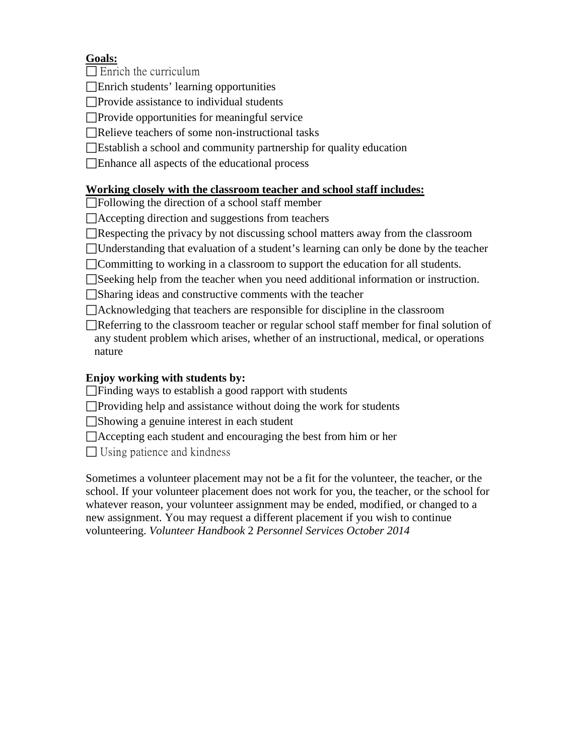**Goals:**

- ☐ Enrich the curriculum
- ☐Enrich students' learning opportunities
- ☐Provide assistance to individual students
- ☐Provide opportunities for meaningful service
- ☐Relieve teachers of some non-instructional tasks
- ☐Establish a school and community partnership for quality education
- ☐Enhance all aspects of the educational process

**Working closely with the classroom teacher and school staff includes:**

- ☐Following the direction of a school staff member
- ☐Accepting direction and suggestions from teachers
- ☐Respecting the privacy by not discussing school matters away from the classroom
- ☐Understanding that evaluation of a student's learning can only be done by the teacher
- ☐Committing to working in a classroom to support the education for all students.
- ☐Seeking help from the teacher when you need additional information or instruction.
- ☐Sharing ideas and constructive comments with the teacher
- ☐Acknowledging that teachers are responsible for discipline in the classroom
- ☐Referring to the classroom teacher or regular school staff member for final solution of any student problem which arises, whether of an instructional, medical, or operations nature

**Enjoy working with students by:**

- ☐Finding ways to establish a good rapport with students
- ☐Providing help and assistance without doing the work for students
- ☐Showing a genuine interest in each student
- ☐Accepting each student and encouraging the best from him or her
- ☐ Using patience and kindness

Sometimes a volunteer placement may not be a fit for the volunteer, the teacher, or the school. If your volunteer placement does not work for you, the teacher, or the school for whatever reason, your volunteer assignment may be ended, modified, or changed to a new assignment. You may request a different placement if you wish to continue volunteering. *Volunteer Handbook* 2 *Personnel Services October 2014*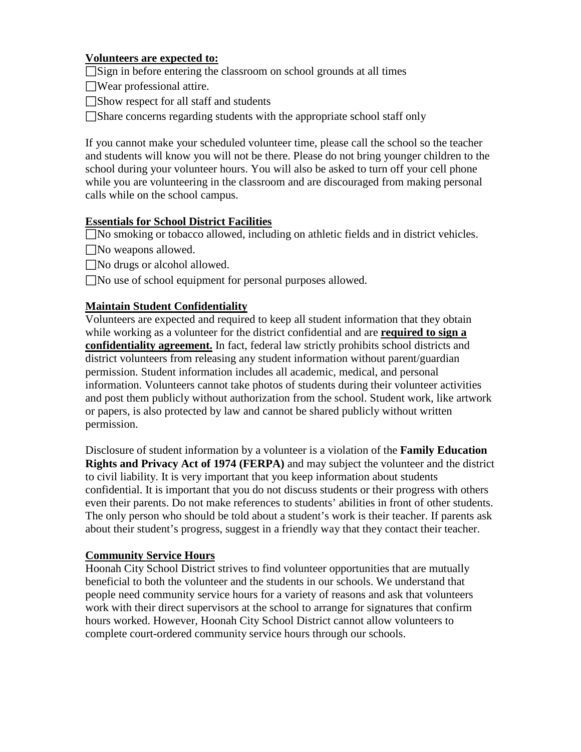**Volunteers are expected to:**

- ☐ Sign in before entering the classroom on school grounds at all times
- ☐ Wear professional attire.
- ☐ Show respect for all staff and students
- ☐ Share concerns regarding students with the appropriate school staff only

If you cannot make your scheduled volunteer time, please call the school so the teacher and students will know you will not be there. Please do not bring younger children to the school during your volunteer hours. You will also be asked to turn off your cell phone while you are volunteering in the classroom and are discouraged from making personal calls while on the school campus.

**Essentials for School District Facilities**

- ☐ No smoking or tobacco allowed, including on athletic fields and in district vehicles.
- ☐ No weapons allowed.
- ☐ No drugs or alcohol allowed.
- ☐ No use of school equipment for personal purposes allowed.

**Maintain Student Confidentiality**

Volunteers are expected and required to keep all student information that they obtain while working as a volunteer for the district confidential and are **required to sign a confidentiality agreement.** In fact, federal law strictly prohibits school districts and district volunteers from releasing any student information without parent/guardian permission. Student information includes all academic, medical, and personal information. Volunteers cannot take photos of students during their volunteer activities and post them publicly without authorization from the school. Student work, like artwork or papers, is also protected by law and cannot be shared publicly without written permission.

Disclosure of student information by a volunteer is a violation of the **Family Education Rights and Privacy Act of 1974 (FERPA)** and may subject the volunteer and the district to civil liability. It is very important that you keep information about students confidential. It is important that you do not discuss students or their progress with others even their parents. Do not make references to students' abilities in front of other students. The only person who should be told about a student's work is their teacher. If parents ask about their student's progress, suggest in a friendly way that they contact their teacher.

**Community Service Hours**

Hoonah City School District strives to find volunteer opportunities that are mutually beneficial to both the volunteer and the students in our schools. We understand that people need community service hours for a variety of reasons and ask that volunteers work with their direct supervisors at the school to arrange for signatures that confirm hours worked. However, Hoonah City School District cannot allow volunteers to complete court-ordered community service hours through our schools.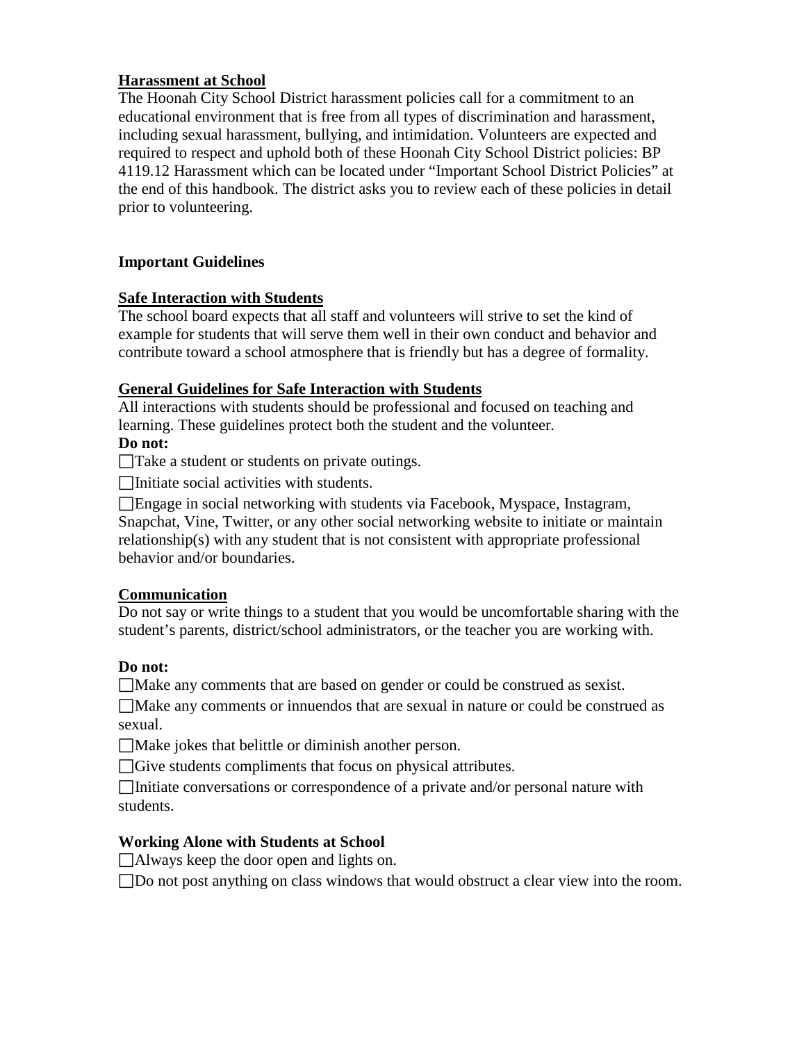**Harassment at School**

The Hoonah City School District harassment policies call for a commitment to an educational environment that is free from all types of discrimination and harassment, including sexual harassment, bullying, and intimidation. Volunteers are expected and required to respect and uphold both of these Hoonah City School District policies: BP 4119.12 Harassment which can be located under "Important School District Policies" at the end of this handbook. The district asks you to review each of these policies in detail prior to volunteering.

**Important Guidelines**

**Safe Interaction with Students**

The school board expects that all staff and volunteers will strive to set the kind of example for students that will serve them well in their own conduct and behavior and contribute toward a school atmosphere that is friendly but has a degree of formality.

**General Guidelines for Safe Interaction with Students**

All interactions with students should be professional and focused on teaching and learning. These guidelines protect both the student and the volunteer.

**Do not:**

- ☐ Take a student or students on private outings.
- ☐ Initiate social activities with students.
- ☐ Engage in social networking with students via Facebook, Myspace, Instagram, Snapchat, Vine, Twitter, or any other social networking website to initiate or maintain relationship(s) with any student that is not consistent with appropriate professional behavior and/or boundaries.

**Communication**

Do not say or write things to a student that you would be uncomfortable sharing with the student's parents, district/school administrators, or the teacher you are working with.

**Do not:**

- ☐ Make any comments that are based on gender or could be construed as sexist.
- ☐ Make any comments or innuendos that are sexual in nature or could be construed as sexual.
- ☐ Make jokes that belittle or diminish another person.
- ☐ Give students compliments that focus on physical attributes.
- ☐ Initiate conversations or correspondence of a private and/or personal nature with students.

**Working Alone with Students at School**

- ☐ Always keep the door open and lights on.
- ☐ Do not post anything on class windows that would obstruct a clear view into the room.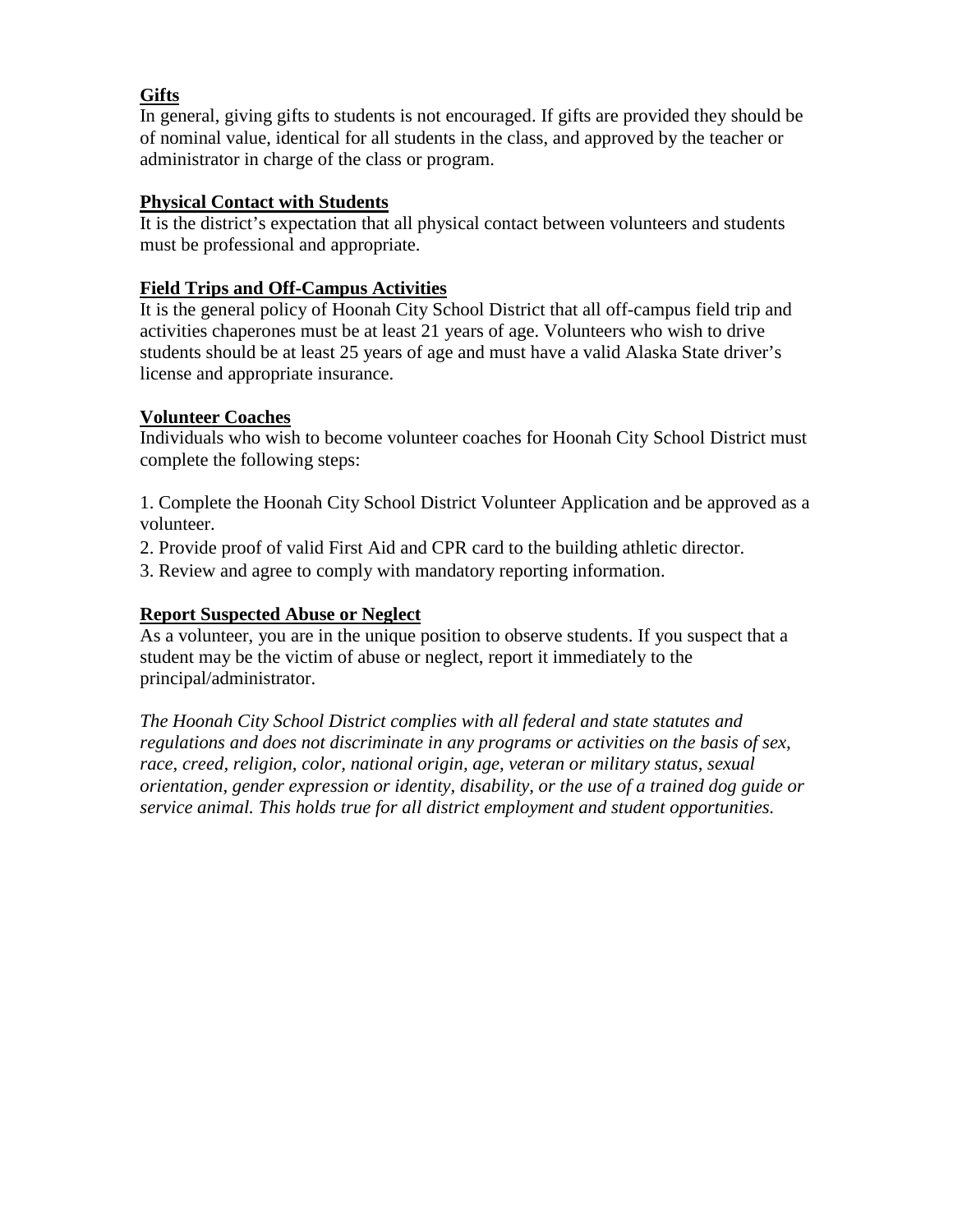**Gifts**

In general, giving gifts to students is not encouraged. If gifts are provided they should be of nominal value, identical for all students in the class, and approved by the teacher or administrator in charge of the class or program.

**Physical Contact with Students**

It is the district's expectation that all physical contact between volunteers and students must be professional and appropriate.

**Field Trips and Off-Campus Activities**

It is the general policy of Hoonah City School District that all off-campus field trip and activities chaperones must be at least 21 years of age. Volunteers who wish to drive students should be at least 25 years of age and must have a valid Alaska State driver's license and appropriate insurance.

**Volunteer Coaches**

Individuals who wish to become volunteer coaches for Hoonah City School District must complete the following steps:

1. Complete the Hoonah City School District Volunteer Application and be approved as a volunteer.
2. Provide proof of valid First Aid and CPR card to the building athletic director.
3. Review and agree to comply with mandatory reporting information.

**Report Suspected Abuse or Neglect**

As a volunteer, you are in the unique position to observe students. If you suspect that a student may be the victim of abuse or neglect, report it immediately to the principal/administrator.

*The Hoonah City School District complies with all federal and state statutes and regulations and does not discriminate in any programs or activities on the basis of sex, race, creed, religion, color, national origin, age, veteran or military status, sexual orientation, gender expression or identity, disability, or the use of a trained dog guide or service animal. This holds true for all district employment and student opportunities.*